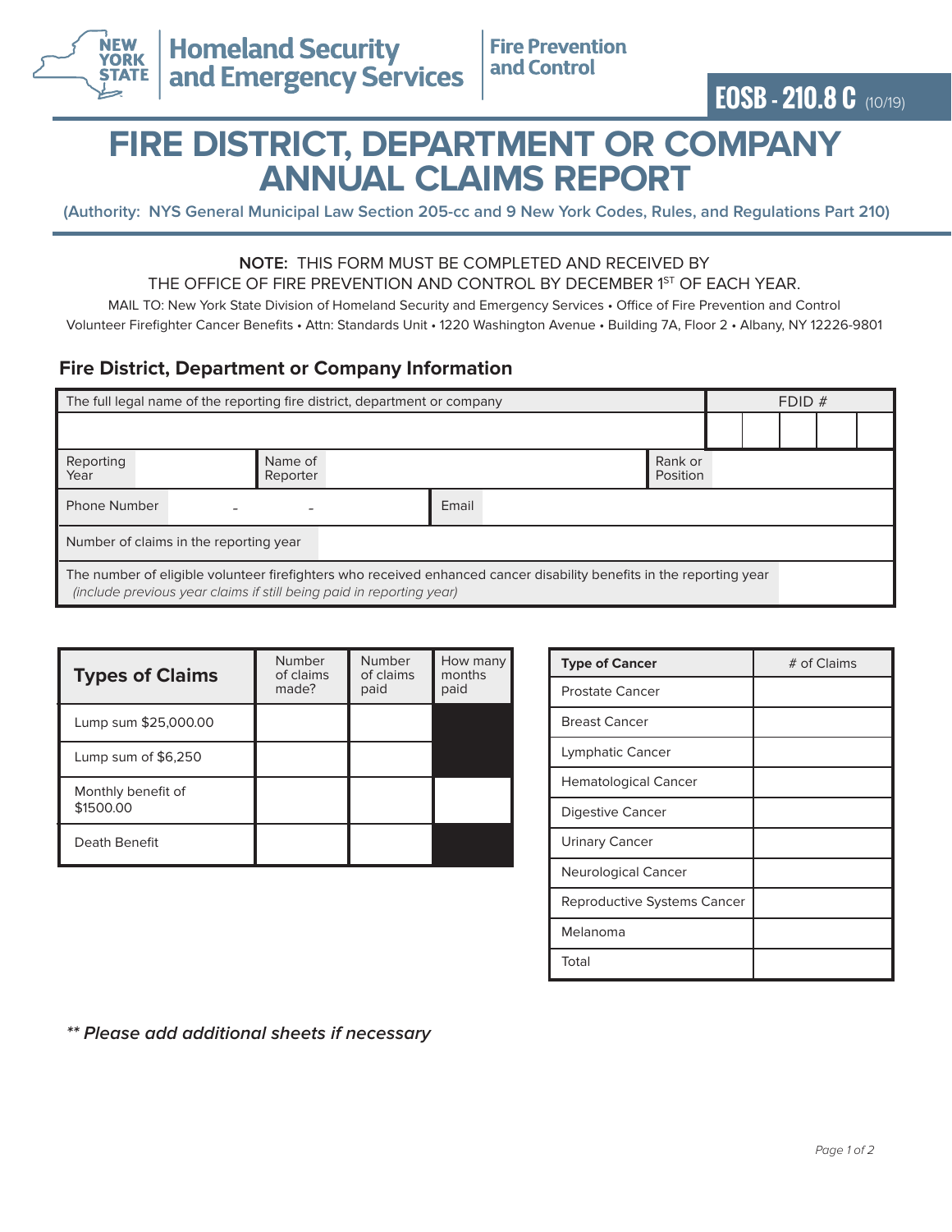New York State Homeland Security and Emergency Services | Fire Prevention and Control

**EOSB - 210.8 C** (10/19)

# FIRE DISTRICT, DEPARTMENT OR COMPANY ANNUAL CLAIMS REPORT

**(Authority: NYS General Municipal Law Section 205-cc and 9 New York Codes, Rules, and Regulations Part 210)**

**NOTE:** THIS FORM MUST BE COMPLETED AND RECEIVED BY THE OFFICE OF FIRE PREVENTION AND CONTROL BY DECEMBER 1ST OF EACH YEAR.

MAIL TO: New York State Division of Homeland Security and Emergency Services • Office of Fire Prevention and Control Volunteer Firefighter Cancer Benefits • Attn: Standards Unit • 1220 Washington Avenue • Building 7A, Floor 2 • Albany, NY 12226-9801

## Fire District, Department or Company Information

| The full legal name of the reporting fire district, department or company | | | FDID # |
|---|---|---|---|
| | | | |
| Reporting Year | Name of Reporter | Rank or Position | |
| Phone Number - - | Email | | |
| Number of claims in the reporting year | | | |
| The number of eligible volunteer firefighters who received enhanced cancer disability benefits in the reporting year *(include previous year claims if still being paid in reporting year)* | | | |

| Types of Claims | Number of claims made? | Number of claims paid | How many months paid |
|---|---|---|---|
| Lump sum $25,000.00 | | | |
| Lump sum of $6,250 | | | |
| Monthly benefit of $1500.00 | | | |
| Death Benefit | | | |

| Type of Cancer | # of Claims |
|---|---|
| Prostate Cancer | |
| Breast Cancer | |
| Lymphatic Cancer | |
| Hematological Cancer | |
| Digestive Cancer | |
| Urinary Cancer | |
| Neurological Cancer | |
| Reproductive Systems Cancer | |
| Melanoma | |
| Total | |

***** Please add additional sheets if necessary***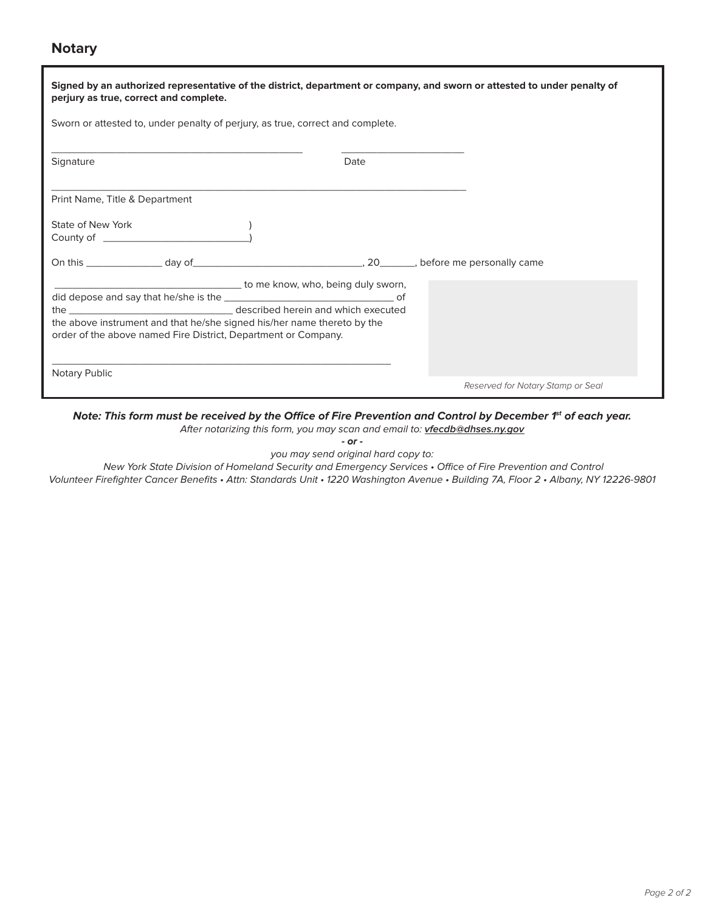## Notary

**Signed by an authorized representative of the district, department or company, and sworn or attested to under penalty of perjury as true, correct and complete.**

Sworn or attested to, under penalty of perjury, as true, correct and complete.

\_\_\_\_\_\_\_\_\_\_\_\_\_\_\_\_\_\_\_\_\_\_\_\_\_\_\_\_\_\_\_\_\_\_\_\_\_\_\_\_\_\_\_\_ \_\_\_\_\_\_\_\_\_\_\_\_\_\_\_\_\_\_\_\_\_\_

Signature Date

\_\_\_\_\_\_\_\_\_\_\_\_\_\_\_\_\_\_\_\_\_\_\_\_\_\_\_\_\_\_\_\_\_\_\_\_\_\_\_\_\_\_\_\_\_\_\_\_\_\_\_\_\_\_\_\_\_\_\_\_\_\_\_\_\_\_\_\_\_\_\_\_\_

Print Name, Title & Department

State of New York )
County of \_\_\_\_\_\_\_\_\_\_\_\_\_\_\_\_\_\_\_\_\_\_\_\_\_\_\_)

On this \_\_\_\_\_\_\_\_\_\_\_\_\_\_ day of\_\_\_\_\_\_\_\_\_\_\_\_\_\_\_\_\_\_\_\_\_\_\_\_\_\_\_\_\_\_\_\_\_, 20\_\_\_\_\_\_\_, before me personally came

\_\_\_\_\_\_\_\_\_\_\_\_\_\_\_\_\_\_\_\_\_\_\_\_\_\_\_\_\_\_\_\_\_\_\_\_ to me know, who, being duly sworn, did depose and say that he/she is the \_\_\_\_\_\_\_\_\_\_\_\_\_\_\_\_\_\_\_\_\_\_\_\_\_\_\_\_\_\_\_\_ of the \_\_\_\_\_\_\_\_\_\_\_\_\_\_\_\_\_\_\_\_\_\_\_\_\_\_\_\_\_\_\_ described herein and which executed the above instrument and that he/she signed his/her name thereto by the order of the above named Fire District, Department or Company.

\_\_\_\_\_\_\_\_\_\_\_\_\_\_\_\_\_\_\_\_\_\_\_\_\_\_\_\_\_\_\_\_\_\_\_\_\_\_\_\_\_\_\_\_\_\_\_\_\_\_\_\_\_\_\_\_\_\_\_\_\_\_\_

Notary Public

*Reserved for Notary Stamp or Seal*

***Note: This form must be received by the Office of Fire Prevention and Control by December 1st of each year.***

*After notarizing this form, you may scan and email to: **vfecdb@dhses.ny.gov***

***- or -***

*you may send original hard copy to:*

*New York State Division of Homeland Security and Emergency Services • Office of Fire Prevention and Control*

*Volunteer Firefighter Cancer Benefits • Attn: Standards Unit • 1220 Washington Avenue • Building 7A, Floor 2 • Albany, NY 12226-9801*